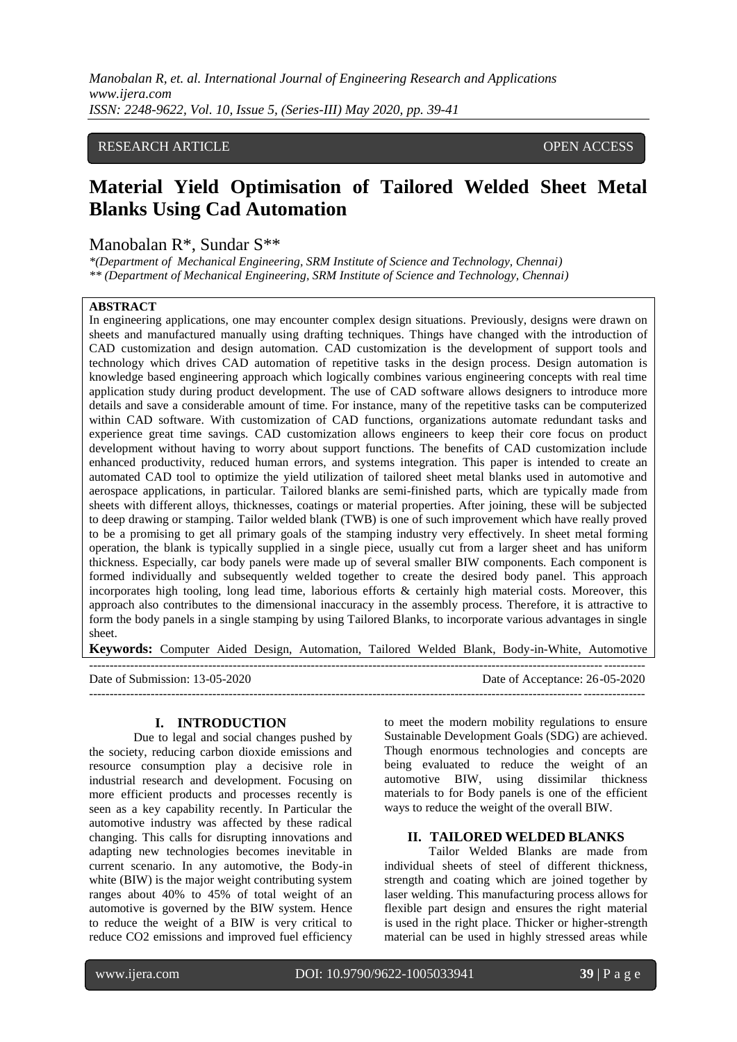RESEARCH ARTICLE OPEN ACCESS

# Material Yield Optimisation of Tailored Welded Sheet Metal Blanks Using Cad Automation

Manobalan R*, Sundar S**

*(Department of Mechanical Engineering, SRM Institute of Science and Technology, Chennai)
** (Department of Mechanical Engineering, SRM Institute of Science and Technology, Chennai)

**ABSTRACT**

In engineering applications, one may encounter complex design situations. Previously, designs were drawn on sheets and manufactured manually using drafting techniques. Things have changed with the introduction of CAD customization and design automation. CAD customization is the development of support tools and technology which drives CAD automation of repetitive tasks in the design process. Design automation is knowledge based engineering approach which logically combines various engineering concepts with real time application study during product development. The use of CAD software allows designers to introduce more details and save a considerable amount of time. For instance, many of the repetitive tasks can be computerized within CAD software. With customization of CAD functions, organizations automate redundant tasks and experience great time savings. CAD customization allows engineers to keep their core focus on product development without having to worry about support functions. The benefits of CAD customization include enhanced productivity, reduced human errors, and systems integration. This paper is intended to create an automated CAD tool to optimize the yield utilization of tailored sheet metal blanks used in automotive and aerospace applications, in particular. Tailored blanks are semi-finished parts, which are typically made from sheets with different alloys, thicknesses, coatings or material properties. After joining, these will be subjected to deep drawing or stamping. Tailor welded blank (TWB) is one of such improvement which have really proved to be a promising to get all primary goals of the stamping industry very effectively. In sheet metal forming operation, the blank is typically supplied in a single piece, usually cut from a larger sheet and has uniform thickness. Especially, car body panels were made up of several smaller BIW components. Each component is formed individually and subsequently welded together to create the desired body panel. This approach incorporates high tooling, long lead time, laborious efforts & certainly high material costs. Moreover, this approach also contributes to the dimensional inaccuracy in the assembly process. Therefore, it is attractive to form the body panels in a single stamping by using Tailored Blanks, to incorporate various advantages in single sheet.

**Keywords:** Computer Aided Design, Automation, Tailored Welded Blank, Body-in-White, Automotive

---

Date of Submission: 13-05-2020 Date of Acceptance: 26-05-2020

---

## I. INTRODUCTION

Due to legal and social changes pushed by the society, reducing carbon dioxide emissions and resource consumption play a decisive role in industrial research and development. Focusing on more efficient products and processes recently is seen as a key capability recently. In Particular the automotive industry was affected by these radical changing. This calls for disrupting innovations and adapting new technologies becomes inevitable in current scenario. In any automotive, the Body-in white (BIW) is the major weight contributing system ranges about 40% to 45% of total weight of an automotive is governed by the BIW system. Hence to reduce the weight of a BIW is very critical to reduce $CO_2$ emissions and improved fuel efficiency to meet the modern mobility regulations to ensure Sustainable Development Goals (SDG) are achieved. Though enormous technologies and concepts are being evaluated to reduce the weight of an automotive BIW, using dissimilar thickness materials to for Body panels is one of the efficient ways to reduce the weight of the overall BIW.

## II. TAILORED WELDED BLANKS

Tailor Welded Blanks are made from individual sheets of steel of different thickness, strength and coating which are joined together by laser welding. This manufacturing process allows for flexible part design and ensures the right material is used in the right place. Thicker or higher-strength material can be used in highly stressed areas while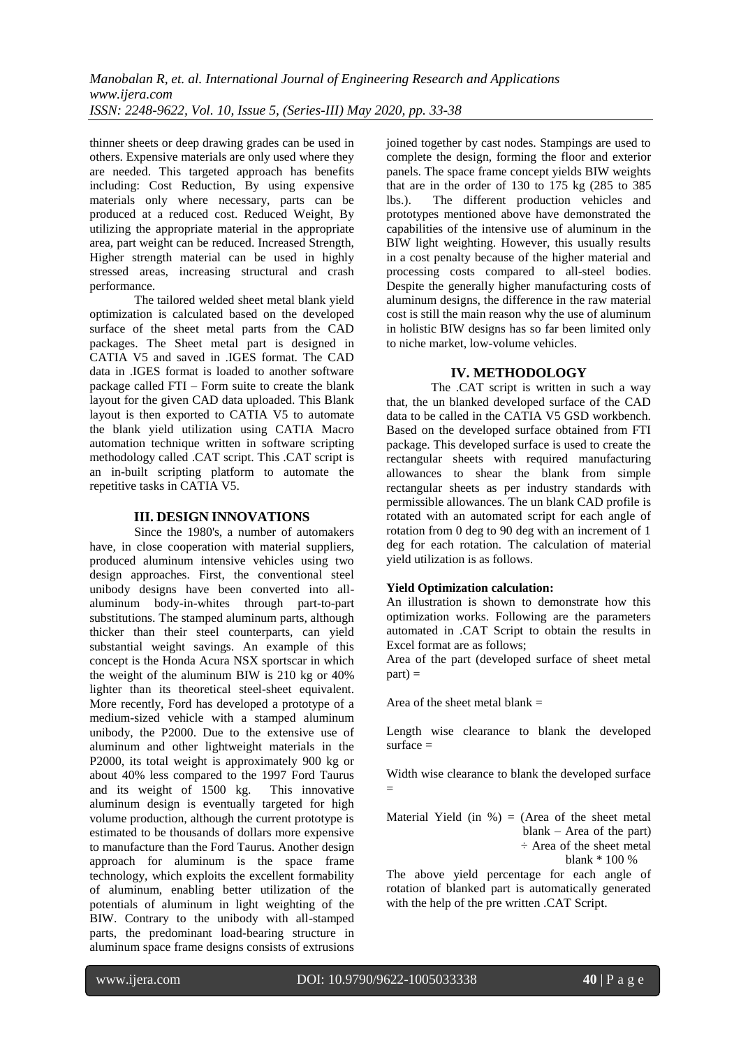thinner sheets or deep drawing grades can be used in others. Expensive materials are only used where they are needed. This targeted approach has benefits including: Cost Reduction, By using expensive materials only where necessary, parts can be produced at a reduced cost. Reduced Weight, By utilizing the appropriate material in the appropriate area, part weight can be reduced. Increased Strength, Higher strength material can be used in highly stressed areas, increasing structural and crash performance.

The tailored welded sheet metal blank yield optimization is calculated based on the developed surface of the sheet metal parts from the CAD packages. The Sheet metal part is designed in CATIA V5 and saved in .IGES format. The CAD data in .IGES format is loaded to another software package called FTI – Form suite to create the blank layout for the given CAD data uploaded. This Blank layout is then exported to CATIA V5 to automate the blank yield utilization using CATIA Macro automation technique written in software scripting methodology called .CAT script. This .CAT script is an in-built scripting platform to automate the repetitive tasks in CATIA V5.

## III. DESIGN INNOVATIONS

Since the 1980's, a number of automakers have, in close cooperation with material suppliers, produced aluminum intensive vehicles using two design approaches. First, the conventional steel unibody designs have been converted into all-aluminum body-in-whites through part-to-part substitutions. The stamped aluminum parts, although thicker than their steel counterparts, can yield substantial weight savings. An example of this concept is the Honda Acura NSX sportscar in which the weight of the aluminum BIW is 210 kg or 40% lighter than its theoretical steel-sheet equivalent. More recently, Ford has developed a prototype of a medium-sized vehicle with a stamped aluminum unibody, the P2000. Due to the extensive use of aluminum and other lightweight materials in the P2000, its total weight is approximately 900 kg or about 40% less compared to the 1997 Ford Taurus and its weight of 1500 kg. This innovative aluminum design is eventually targeted for high volume production, although the current prototype is estimated to be thousands of dollars more expensive to manufacture than the Ford Taurus. Another design approach for aluminum is the space frame technology, which exploits the excellent formability of aluminum, enabling better utilization of the potentials of aluminum in light weighting of the BIW. Contrary to the unibody with all-stamped parts, the predominant load-bearing structure in aluminum space frame designs consists of extrusions joined together by cast nodes. Stampings are used to complete the design, forming the floor and exterior panels. The space frame concept yields BIW weights that are in the order of 130 to 175 kg (285 to 385 lbs.). The different production vehicles and prototypes mentioned above have demonstrated the capabilities of the intensive use of aluminum in the BIW light weighting. However, this usually results in a cost penalty because of the higher material and processing costs compared to all-steel bodies. Despite the generally higher manufacturing costs of aluminum designs, the difference in the raw material cost is still the main reason why the use of aluminum in holistic BIW designs has so far been limited only to niche market, low-volume vehicles.

## IV. METHODOLOGY

The .CAT script is written in such a way that, the un blanked developed surface of the CAD data to be called in the CATIA V5 GSD workbench. Based on the developed surface obtained from FTI package. This developed surface is used to create the rectangular sheets with required manufacturing allowances to shear the blank from simple rectangular sheets as per industry standards with permissible allowances. The un blank CAD profile is rotated with an automated script for each angle of rotation from 0 deg to 90 deg with an increment of 1 deg for each rotation. The calculation of material yield utilization is as follows.

**Yield Optimization calculation:**

An illustration is shown to demonstrate how this optimization works. Following are the parameters automated in .CAT Script to obtain the results in Excel format are as follows;

Area of the part (developed surface of sheet metal part) =

Area of the sheet metal blank =

Length wise clearance to blank the developed surface =

Width wise clearance to blank the developed surface =

Material Yield (in %) = (Area of the sheet metal blank – Area of the part) ÷ Area of the sheet metal blank * 100 %

The above yield percentage for each angle of rotation of blanked part is automatically generated with the help of the pre written .CAT Script.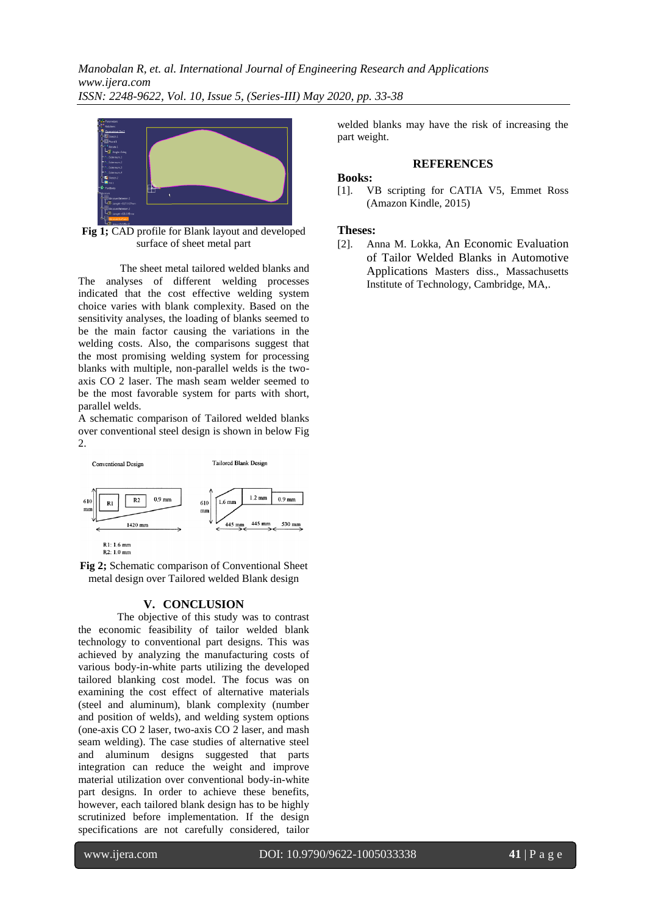**Fig 1;** CAD profile for Blank layout and developed surface of sheet metal part

The sheet metal tailored welded blanks and The analyses of different welding processes indicated that the cost effective welding system choice varies with blank complexity. Based on the sensitivity analyses, the loading of blanks seemed to be the main factor causing the variations in the welding costs. Also, the comparisons suggest that the most promising welding system for processing blanks with multiple, non-parallel welds is the two-axis CO 2 laser. The mash seam welder seemed to be the most favorable system for parts with short, parallel welds.

A schematic comparison of Tailored welded blanks over conventional steel design is shown in below Fig 2.

Conventional Design

610 mm

R1

R2

0.9 mm

1420 mm

R1: 1.6 mm
R2: 1.0 mm

Tailored Blank Design

610 mm

1.6 mm

1.2 mm

0.9 mm

445 mm

445 mm

530 mm

**Fig 2;** Schematic comparison of Conventional Sheet metal design over Tailored welded Blank design

## V. CONCLUSION

The objective of this study was to contrast the economic feasibility of tailor welded blank technology to conventional part designs. This was achieved by analyzing the manufacturing costs of various body-in-white parts utilizing the developed tailored blanking cost model. The focus was on examining the cost effect of alternative materials (steel and aluminum), blank complexity (number and position of welds), and welding system options (one-axis CO 2 laser, two-axis CO 2 laser, and mash seam welding). The case studies of alternative steel and aluminum designs suggested that parts integration can reduce the weight and improve material utilization over conventional body-in-white part designs. In order to achieve these benefits, however, each tailored blank design has to be highly scrutinized before implementation. If the design specifications are not carefully considered, tailor welded blanks may have the risk of increasing the part weight.

## REFERENCES

**Books:**

[1]. VB scripting for CATIA V5, Emmet Ross (Amazon Kindle, 2015)

**Theses:**

[2]. Anna M. Lokka, An Economic Evaluation of Tailor Welded Blanks in Automotive Applications Masters diss., Massachusetts Institute of Technology, Cambridge, MA,.